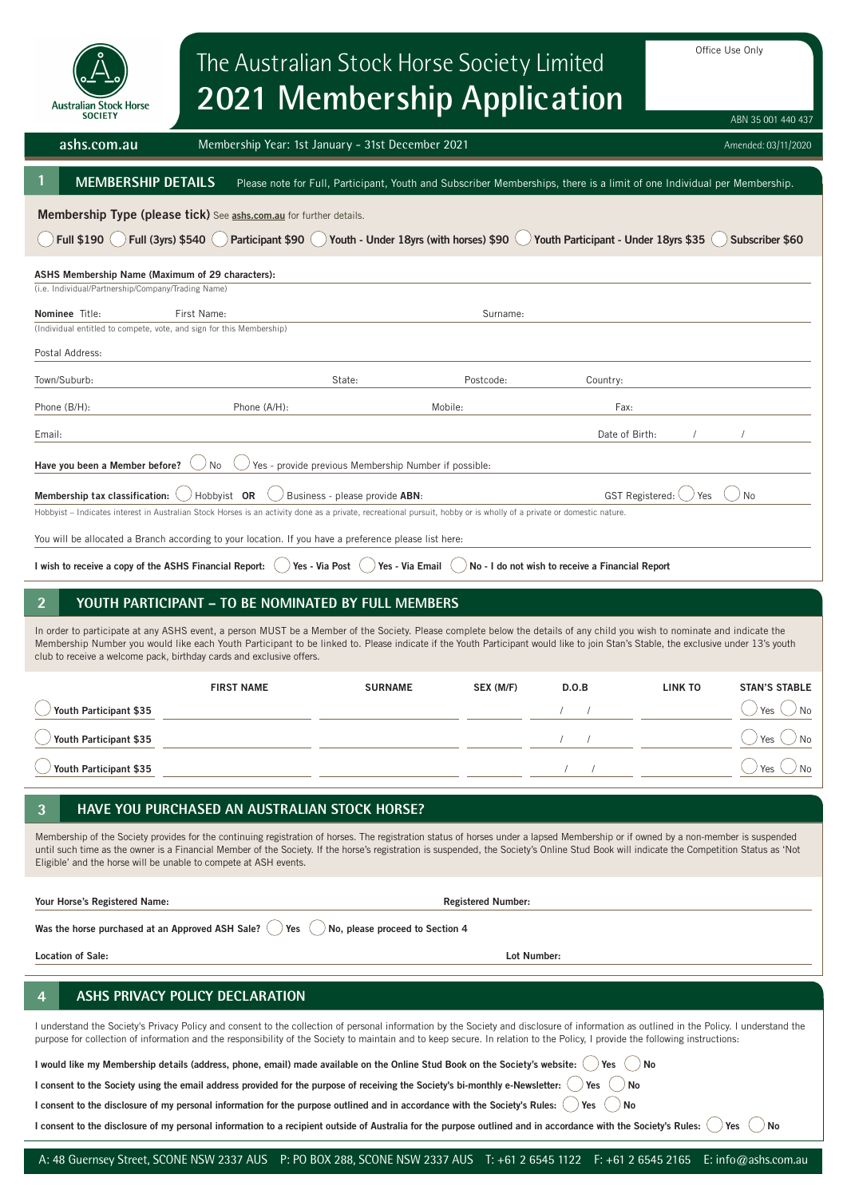Australian Stock Horse SOCIETY

# The Australian Stock Horse Society Limited
# 2021 Membership Application

Office Use Only

ABN 35 001 440 437

ashs.com.au | Membership Year: 1st January - 31st December 2021 | Amended: 03/11/2020

## 1 MEMBERSHIP DETAILS

Please note for Full, Participant, Youth and Subscriber Memberships, there is a limit of one Individual per Membership.

**Membership Type (please tick)** See **ashs.com.au** for further details.

◯ **Full $190** ◯ **Full (3yrs) $540** ◯ **Participant $90** ◯ **Youth - Under 18yrs (with horses) $90** ◯ **Youth Participant - Under 18yrs $35** ◯ **Subscriber $60**

**ASHS Membership Name (Maximum of 29 characters):**
(i.e. Individual/Partnership/Company/Trading Name)

**Nominee** Title: First Name: Surname:
(Individual entitled to compete, vote, and sign for this Membership)

Postal Address:

Town/Suburb: State: Postcode: Country:

Phone (B/H): Phone (A/H): Mobile: Fax:

Email: Date of Birth: / /

**Have you been a Member before?** ◯ No ◯ Yes - provide previous Membership Number if possible:

**Membership tax classification:** ◯ Hobbyist **OR** ◯ Business - please provide **ABN**: GST Registered: ◯ Yes ◯ No

Hobbyist – Indicates interest in Australian Stock Horses is an activity done as a private, recreational pursuit, hobby or is wholly of a private or domestic nature.

You will be allocated a Branch according to your location. If you have a preference please list here:

**I wish to receive a copy of the ASHS Financial Report:** ◯ **Yes - Via Post** ◯ **Yes - Via Email** ◯ **No - I do not wish to receive a Financial Report**

## 2 YOUTH PARTICIPANT – TO BE NOMINATED BY FULL MEMBERS

In order to participate at any ASHS event, a person MUST be a Member of the Society. Please complete below the details of any child you wish to nominate and indicate the Membership Number you would like each Youth Participant to be linked to. Please indicate if the Youth Participant would like to join Stan's Stable, the exclusive under 13's youth club to receive a welcome pack, birthday cards and exclusive offers.

| | FIRST NAME | SURNAME | SEX (M/F) | D.O.B | LINK TO | STAN'S STABLE |
|---|---|---|---|---|---|---|
| ◯ Youth Participant $35 | | | | / / | | ◯ Yes ◯ No |
| ◯ Youth Participant $35 | | | | / / | | ◯ Yes ◯ No |
| ◯ Youth Participant $35 | | | | / / | | ◯ Yes ◯ No |

## 3 HAVE YOU PURCHASED AN AUSTRALIAN STOCK HORSE?

Membership of the Society provides for the continuing registration of horses. The registration status of horses under a lapsed Membership or if owned by a non-member is suspended until such time as the owner is a Financial Member of the Society. If the horse's registration is suspended, the Society's Online Stud Book will indicate the Competition Status as 'Not Eligible' and the horse will be unable to compete at ASH events.

**Your Horse's Registered Name:** **Registered Number:**

**Was the horse purchased at an Approved ASH Sale?** ◯ **Yes** ◯ **No, please proceed to Section 4**

**Location of Sale:** **Lot Number:**

## 4 ASHS PRIVACY POLICY DECLARATION

I understand the Society's Privacy Policy and consent to the collection of personal information by the Society and disclosure of information as outlined in the Policy. I understand the purpose for collection of information and the responsibility of the Society to maintain and to keep secure. In relation to the Policy, I provide the following instructions:

**I would like my Membership details (address, phone, email) made available on the Online Stud Book on the Society's website:** ◯ **Yes** ◯ **No**

**I consent to the Society using the email address provided for the purpose of receiving the Society's bi-monthly e-Newsletter:** ◯ **Yes** ◯ **No**

**I consent to the disclosure of my personal information for the purpose outlined and in accordance with the Society's Rules:** ◯ **Yes** ◯ **No**

**I consent to the disclosure of my personal information to a recipient outside of Australia for the purpose outlined and in accordance with the Society's Rules:** ◯ **Yes** ◯ **No**

A: 48 Guernsey Street, SCONE NSW 2337 AUS P: PO BOX 288, SCONE NSW 2337 AUS T: +61 2 6545 1122 F: +61 2 6545 2165 E: info@ashs.com.au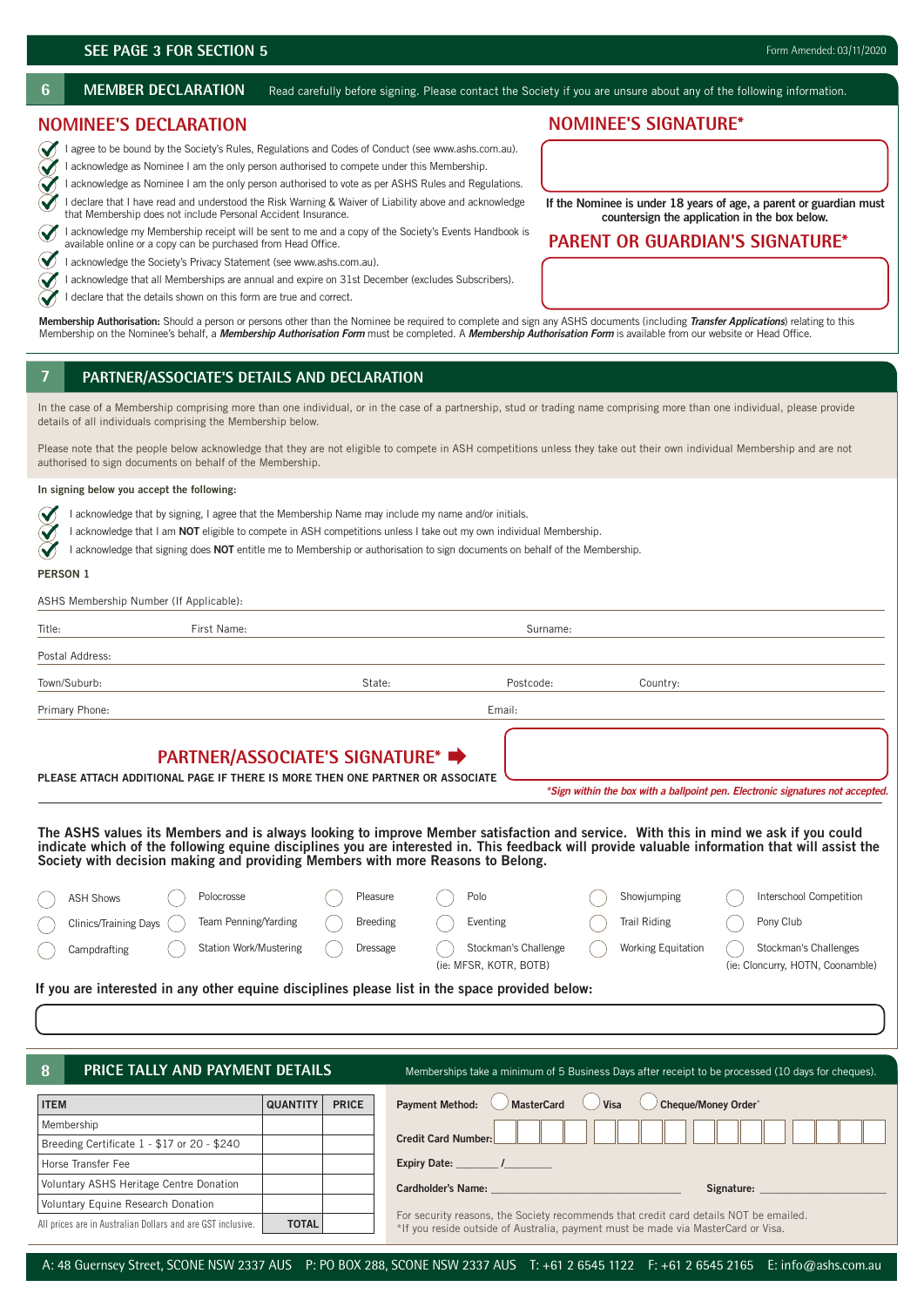SEE PAGE 3 FOR SECTION 5

Form Amended: 03/11/2020

## 6 MEMBER DECLARATION

Read carefully before signing. Please contact the Society if you are unsure about any of the following information.

### NOMINEE'S DECLARATION

- I agree to be bound by the Society's Rules, Regulations and Codes of Conduct (see www.ashs.com.au).
- I acknowledge as Nominee I am the only person authorised to compete under this Membership.
- I acknowledge as Nominee I am the only person authorised to vote as per ASHS Rules and Regulations.
- I declare that I have read and understood the Risk Warning & Waiver of Liability above and acknowledge that Membership does not include Personal Accident Insurance.
- I acknowledge my Membership receipt will be sent to me and a copy of the Society's Events Handbook is available online or a copy can be purchased from Head Office.
- I acknowledge the Society's Privacy Statement (see www.ashs.com.au).
- I acknowledge that all Memberships are annual and expire on 31st December (excludes Subscribers).
- I declare that the details shown on this form are true and correct.

### NOMINEE'S SIGNATURE*

**If the Nominee is under 18 years of age, a parent or guardian must countersign the application in the box below.**

### PARENT OR GUARDIAN'S SIGNATURE*

**Membership Authorisation:** Should a person or persons other than the Nominee be required to complete and sign any ASHS documents (including ***Transfer Applications***) relating to this Membership on the Nominee's behalf, a ***Membership Authorisation Form*** must be completed. A ***Membership Authorisation Form*** is available from our website or Head Office.

## 7 PARTNER/ASSOCIATE'S DETAILS AND DECLARATION

In the case of a Membership comprising more than one individual, or in the case of a partnership, stud or trading name comprising more than one individual, please provide details of all individuals comprising the Membership below.

Please note that the people below acknowledge that they are not eligible to compete in ASH competitions unless they take out their own individual Membership and are not authorised to sign documents on behalf of the Membership.

**In signing below you accept the following:**

- I acknowledge that by signing, I agree that the Membership Name may include my name and/or initials.
- I acknowledge that I am **NOT** eligible to compete in ASH competitions unless I take out my own individual Membership.
- I acknowledge that signing does **NOT** entitle me to Membership or authorisation to sign documents on behalf of the Membership.

**PERSON 1**

ASHS Membership Number (If Applicable):

Title: First Name: Surname:

Postal Address:

Town/Suburb: State: Postcode: Country:

Primary Phone: Email:

### PARTNER/ASSOCIATE'S SIGNATURE*

PLEASE ATTACH ADDITIONAL PAGE IF THERE IS MORE THEN ONE PARTNER OR ASSOCIATE

**Sign within the box with a ballpoint pen. Electronic signatures not accepted.*

**The ASHS values its Members and is always looking to improve Member satisfaction and service. With this in mind we ask if you could indicate which of the following equine disciplines you are interested in. This feedback will provide valuable information that will assist the Society with decision making and providing Members with more Reasons to Belong.**

| | | | | | |
|---|---|---|---|---|---|
| ◯ ASH Shows | ◯ Polocrosse | ◯ Pleasure | ◯ Polo | ◯ Showjumping | ◯ Interschool Competition |
| ◯ Clinics/Training Days | ◯ Team Penning/Yarding | ◯ Breeding | ◯ Eventing | ◯ Trail Riding | ◯ Pony Club |
| ◯ Campdrafting | ◯ Station Work/Mustering | ◯ Dressage | ◯ Stockman's Challenge (ie: MFSR, KOTR, BOTB) | ◯ Working Equitation | ◯ Stockman's Challenges (ie: Cloncurry, HOTN, Coonamble) |

**If you are interested in any other equine disciplines please list in the space provided below:**

## 8 PRICE TALLY AND PAYMENT DETAILS

Memberships take a minimum of 5 Business Days after receipt to be processed (10 days for cheques).

| ITEM | QUANTITY | PRICE |
|---|---|---|
| Membership | | |
| Breeding Certificate 1 - $17 or 20 - $240 | | |
| Horse Transfer Fee | | |
| Voluntary ASHS Heritage Centre Donation | | |
| Voluntary Equine Research Donation | | |
| All prices are in Australian Dollars and are GST inclusive. | TOTAL | |

**Payment Method:** ◯ MasterCard ◯ Visa ◯ Cheque/Money Order*

**Credit Card Number:**

**Expiry Date:** _______ /________

**Cardholder's Name:** ________________________________ **Signature:** ______________________

For security reasons, the Society recommends that credit card details NOT be emailed.
*If you reside outside of Australia, payment must be made via MasterCard or Visa.

A: 48 Guernsey Street, SCONE NSW 2337 AUS P: PO BOX 288, SCONE NSW 2337 AUS T: +61 2 6545 1122 F: +61 2 6545 2165 E: info@ashs.com.au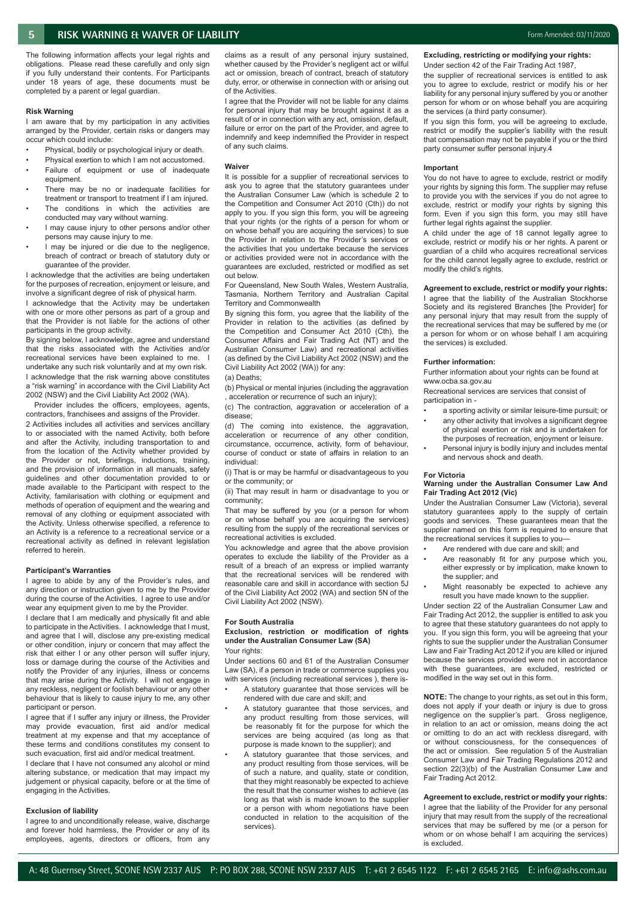## 5 RISK WARNING & WAIVER OF LIABILITY

Form Amended: 03/11/2020

The following information affects your legal rights and obligations. Please read these carefully and only sign if you fully understand their contents. For Participants under 18 years of age, these documents must be completed by a parent or legal guardian.

#### Risk Warning

I am aware that by my participation in any activities arranged by the Provider, certain risks or dangers may occur which could include:

- Physical, bodily or psychological injury or death.
- Physical exertion to which I am not accustomed.
- Failure of equipment or use of inadequate equipment.
- There may be no or inadequate facilities for treatment or transport to treatment if I am injured.
- The conditions in which the activities are conducted may vary without warning.
- I may cause injury to other persons and/or other persons may cause injury to me.
- I may be injured or die due to the negligence, breach of contract or breach of statutory duty or guarantee of the provider.

I acknowledge that the activities are being undertaken for the purposes of recreation, enjoyment or leisure, and involve a significant degree of risk of physical harm.

I acknowledge that the Activity may be undertaken with one or more other persons as part of a group and that the Provider is not liable for the actions of other participants in the group activity.

By signing below, I acknowledge, agree and understand that the risks associated with the Activities and/or recreational services have been explained to me. I undertake any such risk voluntarily and at my own risk.

I acknowledge that the risk warning above constitutes a "risk warning" in accordance with the Civil Liability Act 2002 (NSW) and the Civil Liability Act 2002 (WA).

Provider includes the officers, employees, agents, contractors, franchisees and assigns of the Provider.

2 Activities includes all activities and services ancillary to or associated with the named Activity, both before and after the Activity, including transportation to and from the location of the Activity whether provided by the Provider or not, briefings, inductions, training, and the provision of information in all manuals, safety guidelines and other documentation provided to or made available to the Participant with respect to the Activity, familiarisation with clothing or equipment and methods of operation of equipment and the wearing and removal of any clothing or equipment associated with the Activity. Unless otherwise specified, a reference to an Activity is a reference to a recreational service or a recreational activity as defined in relevant legislation referred to herein.

#### Participant's Warranties

I agree to abide by any of the Provider's rules, and any direction or instruction given to me by the Provider during the course of the Activities. I agree to use and/or wear any equipment given to me by the Provider.

I declare that I am medically and physically fit and able to participate in the Activities. I acknowledge that I must, and agree that I will, disclose any pre-existing medical or other condition, injury or concern that may affect the risk that either I or any other person will suffer injury, loss or damage during the course of the Activities and notify the Provider of any injuries, illness or concerns that may arise during the Activity. I will not engage in any reckless, negligent or foolish behaviour or any other behaviour that is likely to cause injury to me, any other participant or person.

I agree that if I suffer any injury or illness, the Provider may provide evacuation, first aid and/or medical treatment at my expense and that my acceptance of these terms and conditions constitutes my consent to such evacuation, first aid and/or medical treatment.

I declare that I have not consumed any alcohol or mind altering substance, or medication that may impact my judgement or physical capacity, before or at the time of engaging in the Activities.

#### Exclusion of liability

I agree to and unconditionally release, waive, discharge and forever hold harmless, the Provider or any of its employees, agents, directors or officers, from any claims as a result of any personal injury sustained, whether caused by the Provider's negligent act or wilful act or omission, breach of contract, breach of statutory duty, error, or otherwise in connection with or arising out of the Activities.

I agree that the Provider will not be liable for any claims for personal injury that may be brought against it as a result of or in connection with any act, omission, default, failure or error on the part of the Provider, and agree to indemnify and keep indemnified the Provider in respect of any such claims.

#### Waiver

It is possible for a supplier of recreational services to ask you to agree that the statutory guarantees under the Australian Consumer Law (which is schedule 2 to the Competition and Consumer Act 2010 (Cth)) do not apply to you. If you sign this form, you will be agreeing that your rights (or the rights of a person for whom or on whose behalf you are acquiring the services) to sue the Provider in relation to the Provider's services or the activities that you undertake because the services or activities provided were not in accordance with the guarantees are excluded, restricted or modified as set out below.

For Queensland, New South Wales, Western Australia, Tasmania, Northern Territory and Australian Capital Territory and Commonwealth

By signing this form, you agree that the liability of the Provider in relation to the activities (as defined by the Competition and Consumer Act 2010 (Cth), the Consumer Affairs and Fair Trading Act (NT) and the Australian Consumer Law) and recreational activities (as defined by the Civil Liability Act 2002 (NSW) and the Civil Liability Act 2002 (WA)) for any:

(a) Deaths;

(b) Physical or mental injuries (including the aggravation , acceleration or recurrence of such an injury);

(c) The contraction, aggravation or acceleration of a disease;

(d) The coming into existence, the aggravation, acceleration or recurrence of any other condition, circumstance, occurrence, activity, form of behaviour, course of conduct or state of affairs in relation to an individual:

(i) That is or may be harmful or disadvantageous to you or the community; or

(ii) That may result in harm or disadvantage to you or community;

That may be suffered by you (or a person for whom or on whose behalf you are acquiring the services) resulting from the supply of the recreational services or recreational activities is excluded.

You acknowledge and agree that the above provision operates to exclude the liability of the Provider as a result of a breach of an express or implied warranty that the recreational services will be rendered with reasonable care and skill in accordance with section 5J of the Civil Liability Act 2002 (WA) and section 5N of the Civil Liability Act 2002 (NSW).

#### For South Australia

**Exclusion, restriction or modification of rights under the Australian Consumer Law (SA)**

Your rights:

Under sections 60 and 61 of the Australian Consumer Law (SA), if a person in trade or commerce supplies you with services (including recreational services ), there is-

- A statutory guarantee that those services will be rendered with due care and skill; and
- A statutory guarantee that those services, and any product resulting from those services, will be reasonably fit for the purpose for which the services are being acquired (as long as that purpose is made known to the supplier); and
- A statutory guarantee that those services, and any product resulting from those services, will be of such a nature, and quality, state or condition, that they might reasonably be expected to achieve the result that the consumer wishes to achieve (as long as that wish is made known to the supplier or a person with whom negotiations have been conducted in relation to the acquisition of the services).

**Excluding, restricting or modifying your rights:**

Under section 42 of the Fair Trading Act 1987,

the supplier of recreational services is entitled to ask you to agree to exclude, restrict or modify his or her liability for any personal injury suffered by you or another person for whom or on whose behalf you are acquiring the services (a third party consumer).

If you sign this form, you will be agreeing to exclude, restrict or modify the supplier's liability with the result that compensation may not be payable if you or the third party consumer suffer personal injury.4

#### Important

You do not have to agree to exclude, restrict or modify your rights by signing this form. The supplier may refuse to provide you with the services if you do not agree to exclude, restrict or modify your rights by signing this form. Even if you sign this form, you may still have further legal rights against the supplier.

A child under the age of 18 cannot legally agree to exclude, restrict or modify his or her rights. A parent or guardian of a child who acquires recreational services for the child cannot legally agree to exclude, restrict or modify the child's rights.

**Agreement to exclude, restrict or modify your rights:**

I agree that the liability of the Australian Stockhorse Society and its registered Branches [the Provider] for any personal injury that may result from the supply of the recreational services that may be suffered by me (or a person for whom or on whose behalf I am acquiring the services) is excluded.

**Further information:**

Further information about your rights can be found at www.ocba.sa.gov.au

Recreational services are services that consist of participation in -

- a sporting activity or similar leisure-time pursuit; or
- any other activity that involves a significant degree of physical exertion or risk and is undertaken for the purposes of recreation, enjoyment or leisure.
- Personal injury is bodily injury and includes mental and nervous shock and death.

#### For Victoria

**Warning under the Australian Consumer Law And Fair Trading Act 2012 (Vic)**

Under the Australian Consumer Law (Victoria), several statutory guarantees apply to the supply of certain goods and services. These guarantees mean that the supplier named on this form is required to ensure that the recreational services it supplies to you—

- Are rendered with due care and skill; and
- Are reasonably fit for any purpose which you, either expressly or by implication, make known to the supplier; and
- Might reasonably be expected to achieve any result you have made known to the supplier.

Under section 22 of the Australian Consumer Law and Fair Trading Act 2012, the supplier is entitled to ask you to agree that these statutory guarantees do not apply to you. If you sign this form, you will be agreeing that your rights to sue the supplier under the Australian Consumer Law and Fair Trading Act 2012 if you are killed or injured because the services provided were not in accordance with these guarantees, are excluded, restricted or modified in the way set out in this form.

**NOTE:** The change to your rights, as set out in this form, does not apply if your death or injury is due to gross negligence on the supplier's part. Gross negligence, in relation to an act or omission, means doing the act or omitting to do an act with reckless disregard, with or without consciousness, for the consequences of the act or omission. See regulation 5 of the Australian Consumer Law and Fair Trading Regulations 2012 and section 22(3)(b) of the Australian Consumer Law and Fair Trading Act 2012.

**Agreement to exclude, restrict or modify your rights:**

I agree that the liability of the Provider for any personal injury that may result from the supply of the recreational services that may be suffered by me (or a person for whom or on whose behalf I am acquiring the services) is excluded.

A: 48 Guernsey Street, SCONE NSW 2337 AUS P: PO BOX 288, SCONE NSW 2337 AUS T: +61 2 6545 1122 F: +61 2 6545 2165 E: info@ashs.com.au